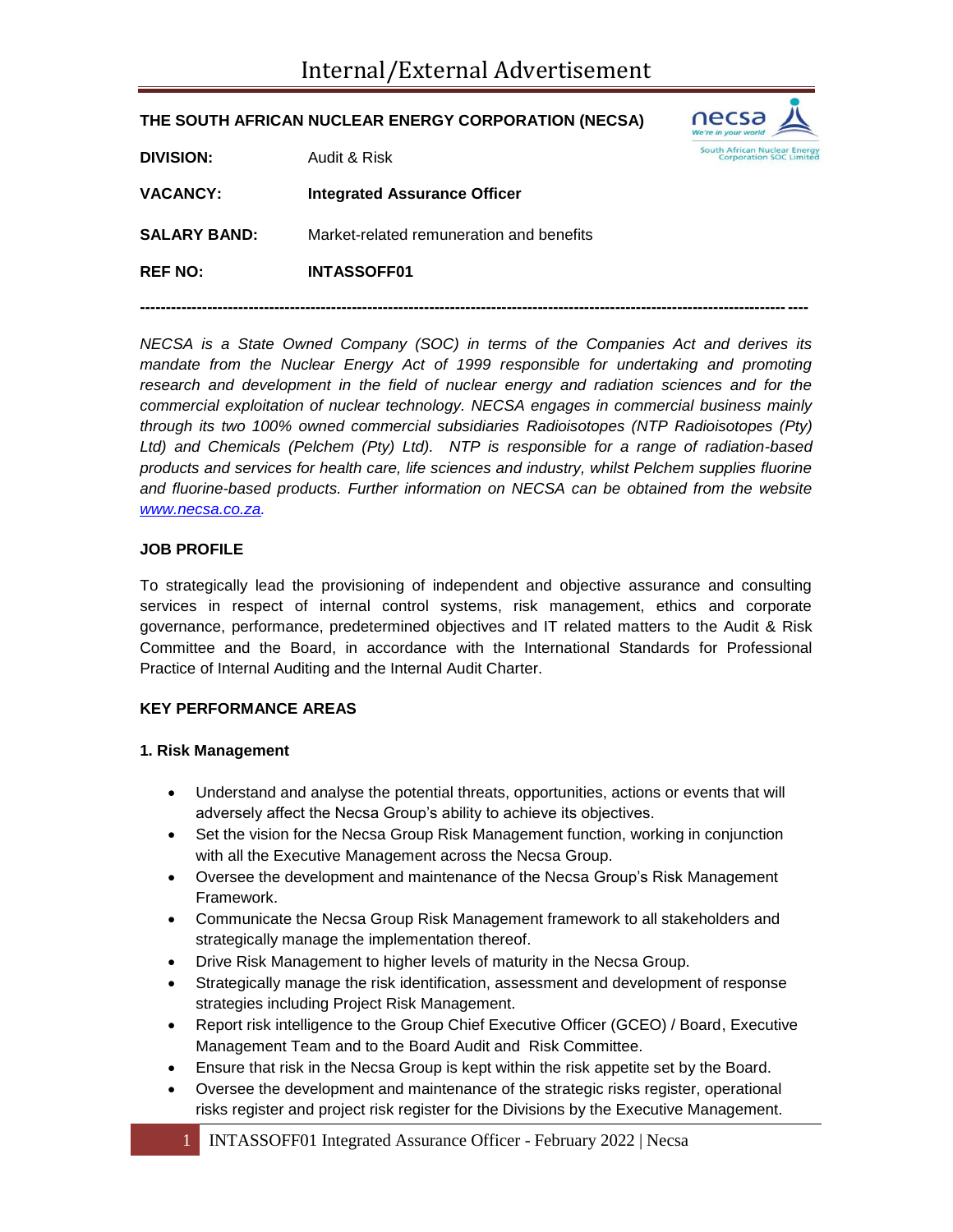# Internal/External Advertisement

**THE SOUTH AFRICAN NUCLEAR ENERGY CORPORATION (NECSA)**

| | |
|---|---|
| **DIVISION:** | Audit & Risk |
| **VACANCY:** | **Integrated Assurance Officer** |
| **SALARY BAND:** | Market-related remuneration and benefits |
| **REF NO:** | **INTASSOFF01** |

---

*NECSA is a State Owned Company (SOC) in terms of the Companies Act and derives its mandate from the Nuclear Energy Act of 1999 responsible for undertaking and promoting research and development in the field of nuclear energy and radiation sciences and for the commercial exploitation of nuclear technology. NECSA engages in commercial business mainly through its two 100% owned commercial subsidiaries Radioisotopes (NTP Radioisotopes (Pty) Ltd) and Chemicals (Pelchem (Pty) Ltd). NTP is responsible for a range of radiation-based products and services for health care, life sciences and industry, whilst Pelchem supplies fluorine and fluorine-based products. Further information on NECSA can be obtained from the website [www.necsa.co.za](http://www.necsa.co.za).*

## JOB PROFILE

To strategically lead the provisioning of independent and objective assurance and consulting services in respect of internal control systems, risk management, ethics and corporate governance, performance, predetermined objectives and IT related matters to the Audit & Risk Committee and the Board, in accordance with the International Standards for Professional Practice of Internal Auditing and the Internal Audit Charter.

## KEY PERFORMANCE AREAS

### 1. Risk Management

- Understand and analyse the potential threats, opportunities, actions or events that will adversely affect the Necsa Group's ability to achieve its objectives.
- Set the vision for the Necsa Group Risk Management function, working in conjunction with all the Executive Management across the Necsa Group.
- Oversee the development and maintenance of the Necsa Group's Risk Management Framework.
- Communicate the Necsa Group Risk Management framework to all stakeholders and strategically manage the implementation thereof.
- Drive Risk Management to higher levels of maturity in the Necsa Group.
- Strategically manage the risk identification, assessment and development of response strategies including Project Risk Management.
- Report risk intelligence to the Group Chief Executive Officer (GCEO) / Board, Executive Management Team and to the Board Audit and Risk Committee.
- Ensure that risk in the Necsa Group is kept within the risk appetite set by the Board.
- Oversee the development and maintenance of the strategic risks register, operational risks register and project risk register for the Divisions by the Executive Management.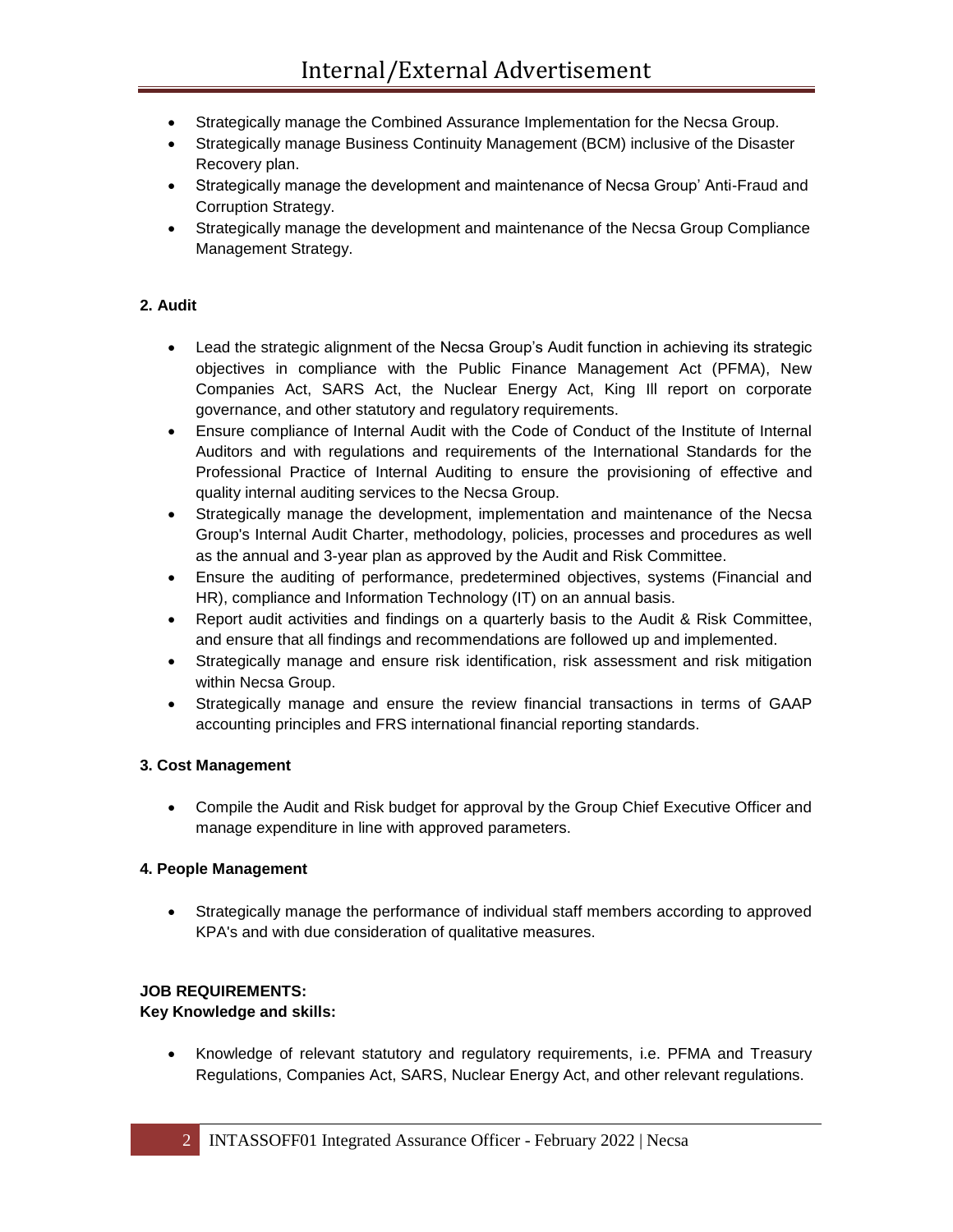- Strategically manage the Combined Assurance Implementation for the Necsa Group.
- Strategically manage Business Continuity Management (BCM) inclusive of the Disaster Recovery plan.
- Strategically manage the development and maintenance of Necsa Group' Anti-Fraud and Corruption Strategy.
- Strategically manage the development and maintenance of the Necsa Group Compliance Management Strategy.

**2. Audit**

- Lead the strategic alignment of the Necsa Group's Audit function in achieving its strategic objectives in compliance with the Public Finance Management Act (PFMA), New Companies Act, SARS Act, the Nuclear Energy Act, King Ill report on corporate governance, and other statutory and regulatory requirements.
- Ensure compliance of Internal Audit with the Code of Conduct of the Institute of Internal Auditors and with regulations and requirements of the International Standards for the Professional Practice of Internal Auditing to ensure the provisioning of effective and quality internal auditing services to the Necsa Group.
- Strategically manage the development, implementation and maintenance of the Necsa Group's Internal Audit Charter, methodology, policies, processes and procedures as well as the annual and 3-year plan as approved by the Audit and Risk Committee.
- Ensure the auditing of performance, predetermined objectives, systems (Financial and HR), compliance and Information Technology (IT) on an annual basis.
- Report audit activities and findings on a quarterly basis to the Audit & Risk Committee, and ensure that all findings and recommendations are followed up and implemented.
- Strategically manage and ensure risk identification, risk assessment and risk mitigation within Necsa Group.
- Strategically manage and ensure the review financial transactions in terms of GAAP accounting principles and FRS international financial reporting standards.

**3. Cost Management**

- Compile the Audit and Risk budget for approval by the Group Chief Executive Officer and manage expenditure in line with approved parameters.

**4. People Management**

- Strategically manage the performance of individual staff members according to approved KPA's and with due consideration of qualitative measures.

**JOB REQUIREMENTS:**
**Key Knowledge and skills:**

- Knowledge of relevant statutory and regulatory requirements, i.e. PFMA and Treasury Regulations, Companies Act, SARS, Nuclear Energy Act, and other relevant regulations.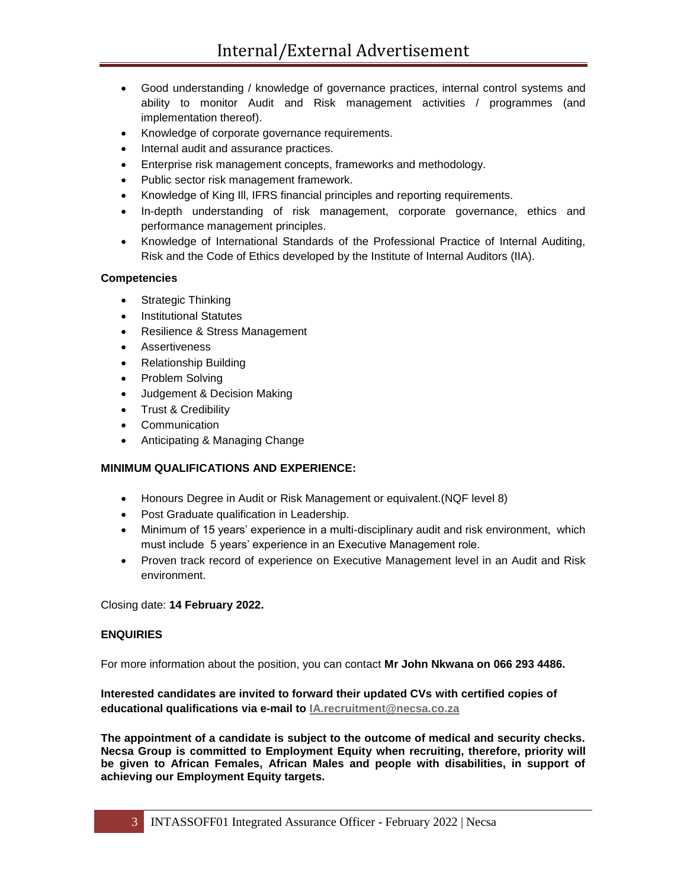- Good understanding / knowledge of governance practices, internal control systems and ability to monitor Audit and Risk management activities / programmes (and implementation thereof).
- Knowledge of corporate governance requirements.
- Internal audit and assurance practices.
- Enterprise risk management concepts, frameworks and methodology.
- Public sector risk management framework.
- Knowledge of King Ill, IFRS financial principles and reporting requirements.
- In-depth understanding of risk management, corporate governance, ethics and performance management principles.
- Knowledge of International Standards of the Professional Practice of Internal Auditing, Risk and the Code of Ethics developed by the Institute of Internal Auditors (IIA).

**Competencies**

- Strategic Thinking
- Institutional Statutes
- Resilience & Stress Management
- Assertiveness
- Relationship Building
- Problem Solving
- Judgement & Decision Making
- Trust & Credibility
- Communication
- Anticipating & Managing Change

**MINIMUM QUALIFICATIONS AND EXPERIENCE:**

- Honours Degree in Audit or Risk Management or equivalent.(NQF level 8)
- Post Graduate qualification in Leadership.
- Minimum of 15 years' experience in a multi-disciplinary audit and risk environment, which must include 5 years' experience in an Executive Management role.
- Proven track record of experience on Executive Management level in an Audit and Risk environment.

Closing date: **14 February 2022.**

**ENQUIRIES**

For more information about the position, you can contact **Mr John Nkwana on 066 293 4486.**

**Interested candidates are invited to forward their updated CVs with certified copies of educational qualifications via e-mail to IA.recruitment@necsa.co.za**

**The appointment of a candidate is subject to the outcome of medical and security checks. Necsa Group is committed to Employment Equity when recruiting, therefore, priority will be given to African Females, African Males and people with disabilities, in support of achieving our Employment Equity targets.**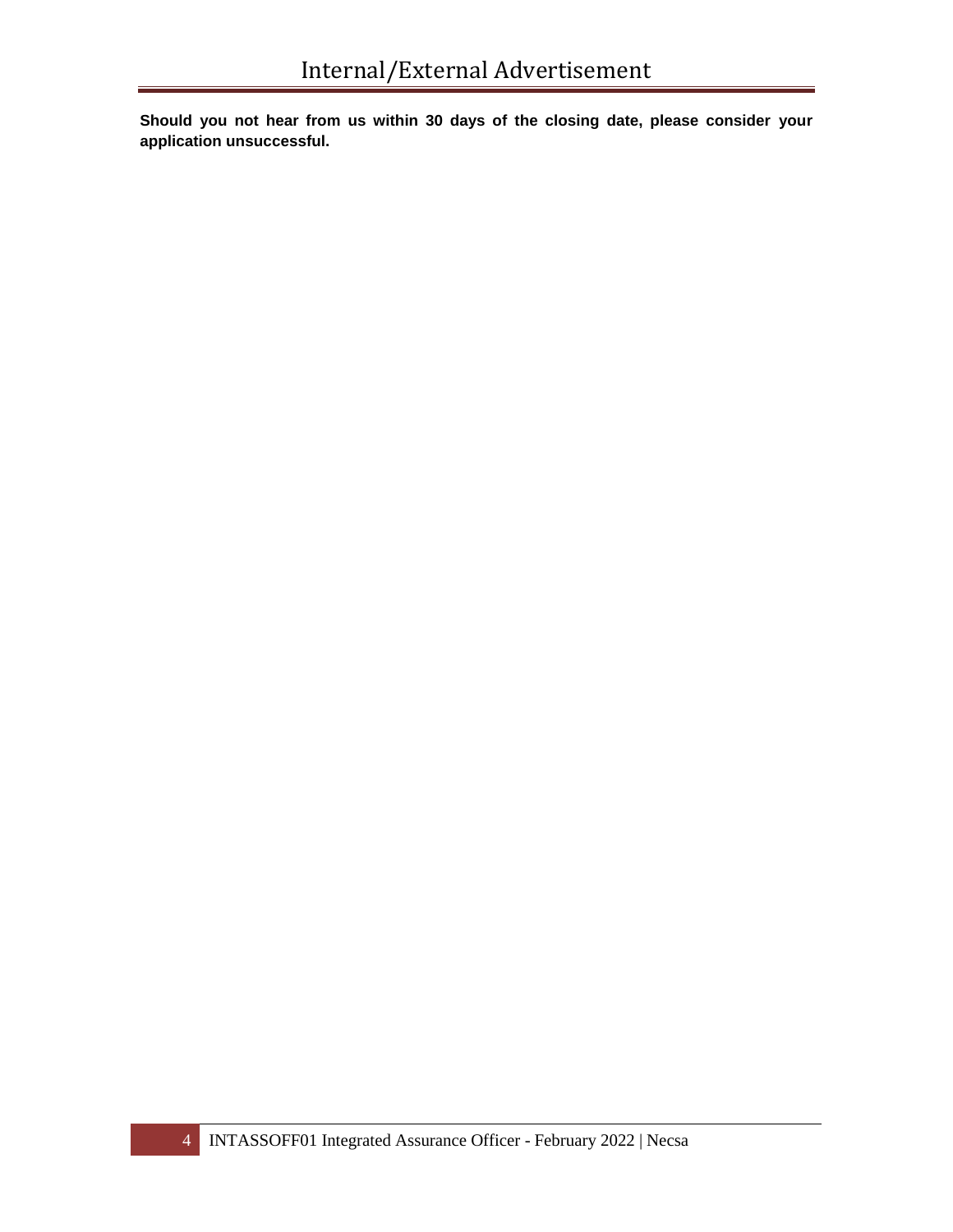**Should you not hear from us within 30 days of the closing date, please consider your application unsuccessful.**